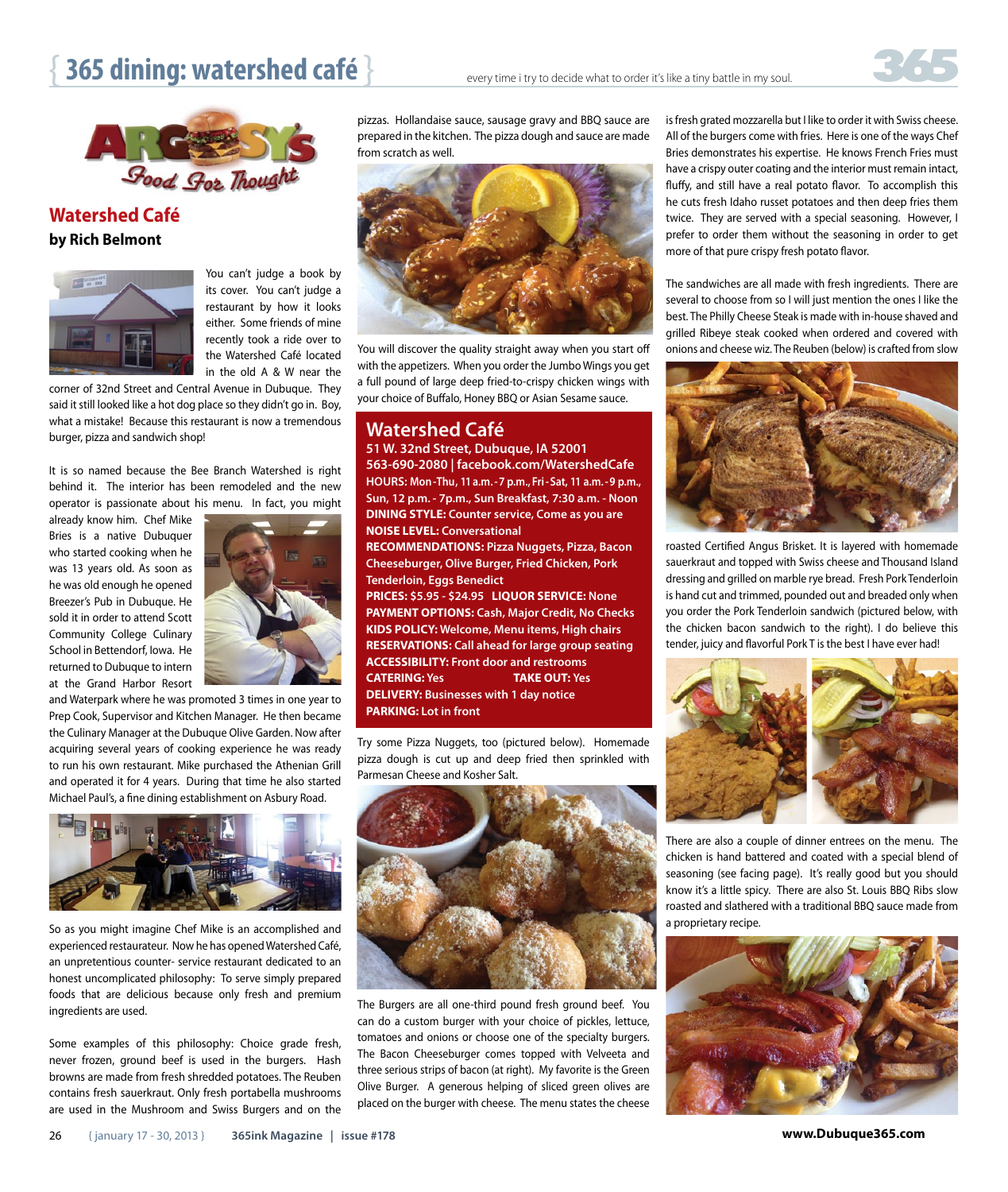# Watershed Café

**by Rich Belmont**

You can't judge a book by its cover. You can't judge a restaurant by how it looks either. Some friends of mine recently took a ride over to the Watershed Café located in the old A & W near the corner of 32nd Street and Central Avenue in Dubuque. They said it still looked like a hot dog place so they didn't go in. Boy, what a mistake! Because this restaurant is now a tremendous burger, pizza and sandwich shop!

It is so named because the Bee Branch Watershed is right behind it. The interior has been remodeled and the new operator is passionate about his menu. In fact, you might already know him. Chef Mike Bries is a native Dubuquer who started cooking when he was 13 years old. As soon as he was old enough he opened Breezer's Pub in Dubuque. He sold it in order to attend Scott Community College Culinary School in Bettendorf, Iowa. He returned to Dubuque to intern at the Grand Harbor Resort and Waterpark where he was promoted 3 times in one year to Prep Cook, Supervisor and Kitchen Manager. He then became the Culinary Manager at the Dubuque Olive Garden. Now after acquiring several years of cooking experience he was ready to run his own restaurant. Mike purchased the Athenian Grill and operated it for 4 years. During that time he also started Michael Paul's, a fine dining establishment on Asbury Road.

So as you might imagine Chef Mike is an accomplished and experienced restaurateur. Now he has opened Watershed Café, an unpretentious counter- service restaurant dedicated to an honest uncomplicated philosophy: To serve simply prepared foods that are delicious because only fresh and premium ingredients are used.

Some examples of this philosophy: Choice grade fresh, never frozen, ground beef is used in the burgers. Hash browns are made from fresh shredded potatoes. The Reuben contains fresh sauerkraut. Only fresh portabella mushrooms are used in the Mushroom and Swiss Burgers and on the pizzas. Hollandaise sauce, sausage gravy and BBQ sauce are prepared in the kitchen. The pizza dough and sauce are made from scratch as well.

You will discover the quality straight away when you start off with the appetizers. When you order the Jumbo Wings you get a full pound of large deep fried-to-crispy chicken wings with your choice of Buffalo, Honey BBQ or Asian Sesame sauce.

## Watershed Café

**51 W. 32nd Street, Dubuque, IA 52001**
**563-690-2080 | facebook.com/WatershedCafe**
**HOURS:** Mon-Thu, 11 a.m.-7 p.m., Fri-Sat, 11 a.m.-9 p.m., Sun, 12 p.m. - 7p.m., Sun Breakfast, 7:30 a.m. - Noon
**DINING STYLE:** Counter service, Come as you are
**NOISE LEVEL:** Conversational
**RECOMMENDATIONS:** Pizza Nuggets, Pizza, Bacon Cheeseburger, Olive Burger, Fried Chicken, Pork Tenderloin, Eggs Benedict
**PRICES:** $5.95 - $24.95 **LIQUOR SERVICE:** None
**PAYMENT OPTIONS:** Cash, Major Credit, No Checks
**KIDS POLICY:** Welcome, Menu items, High chairs
**RESERVATIONS:** Call ahead for large group seating
**ACCESSIBILITY:** Front door and restrooms
**CATERING:** Yes **TAKE OUT:** Yes
**DELIVERY:** Businesses with 1 day notice
**PARKING:** Lot in front

Try some Pizza Nuggets, too (pictured below). Homemade pizza dough is cut up and deep fried then sprinkled with Parmesan Cheese and Kosher Salt.

The Burgers are all one-third pound fresh ground beef. You can do a custom burger with your choice of pickles, lettuce, tomatoes and onions or choose one of the specialty burgers. The Bacon Cheeseburger comes topped with Velveeta and three serious strips of bacon (at right). My favorite is the Green Olive Burger. A generous helping of sliced green olives are placed on the burger with cheese. The menu states the cheese is fresh grated mozzarella but I like to order it with Swiss cheese. All of the burgers come with fries. Here is one of the ways Chef Bries demonstrates his expertise. He knows French Fries must have a crispy outer coating and the interior must remain intact, fluffy, and still have a real potato flavor. To accomplish this he cuts fresh Idaho russet potatoes and then deep fries them twice. They are served with a special seasoning. However, I prefer to order them without the seasoning in order to get more of that pure crispy fresh potato flavor.

The sandwiches are all made with fresh ingredients. There are several to choose from so I will just mention the ones I like the best. The Philly Cheese Steak is made with in-house shaved and grilled Ribeye steak cooked when ordered and covered with onions and cheese wiz. The Reuben (below) is crafted from slow roasted Certified Angus Brisket. It is layered with homemade sauerkraut and topped with Swiss cheese and Thousand Island dressing and grilled on marble rye bread. Fresh Pork Tenderloin is hand cut and trimmed, pounded out and breaded only when you order the Pork Tenderloin sandwich (pictured below, with the chicken bacon sandwich to the right). I do believe this tender, juicy and flavorful Pork T is the best I have ever had!

There are also a couple of dinner entrees on the menu. The chicken is hand battered and coated with a special blend of seasoning (see facing page). It's really good but you should know it's a little spicy. There are also St. Louis BBQ Ribs slow roasted and slathered with a traditional BBQ sauce made from a proprietary recipe.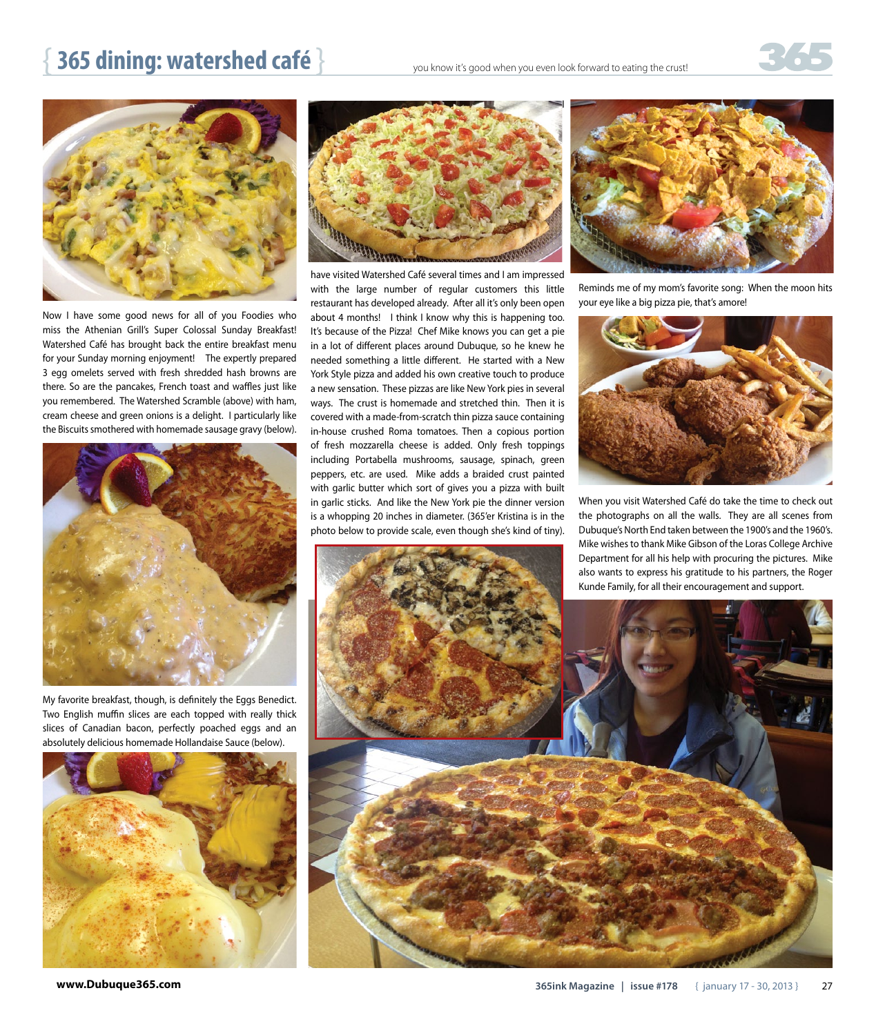# { 365 dining: watershed café }

you know it's good when you even look forward to eating the crust!

Now I have some good news for all of you Foodies who miss the Athenian Grill's Super Colossal Sunday Breakfast! Watershed Café has brought back the entire breakfast menu for your Sunday morning enjoyment! The expertly prepared 3 egg omelets served with fresh shredded hash browns are there. So are the pancakes, French toast and waffles just like you remembered. The Watershed Scramble (above) with ham, cream cheese and green onions is a delight. I particularly like the Biscuits smothered with homemade sausage gravy (below).

My favorite breakfast, though, is definitely the Eggs Benedict. Two English muffin slices are each topped with really thick slices of Canadian bacon, perfectly poached eggs and an absolutely delicious homemade Hollandaise Sauce (below).

have visited Watershed Café several times and I am impressed with the large number of regular customers this little restaurant has developed already. After all it's only been open about 4 months! I think I know why this is happening too. It's because of the Pizza! Chef Mike knows you can get a pie in a lot of different places around Dubuque, so he knew he needed something a little different. He started with a New York Style pizza and added his own creative touch to produce a new sensation. These pizzas are like New York pies in several ways. The crust is homemade and stretched thin. Then it is covered with a made-from-scratch thin pizza sauce containing in-house crushed Roma tomatoes. Then a copious portion of fresh mozzarella cheese is added. Only fresh toppings including Portabella mushrooms, sausage, spinach, green peppers, etc. are used. Mike adds a braided crust painted with garlic butter which sort of gives you a pizza with built in garlic sticks. And like the New York pie the dinner version is a whopping 20 inches in diameter. (365'er Kristina is in the photo below to provide scale, even though she's kind of tiny).

Reminds me of my mom's favorite song: When the moon hits your eye like a big pizza pie, that's amore!

When you visit Watershed Café do take the time to check out the photographs on all the walls. They are all scenes from Dubuque's North End taken between the 1900's and the 1960's. Mike wishes to thank Mike Gibson of the Loras College Archive Department for all his help with procuring the pictures. Mike also wants to express his gratitude to his partners, the Roger Kunde Family, for all their encouragement and support.